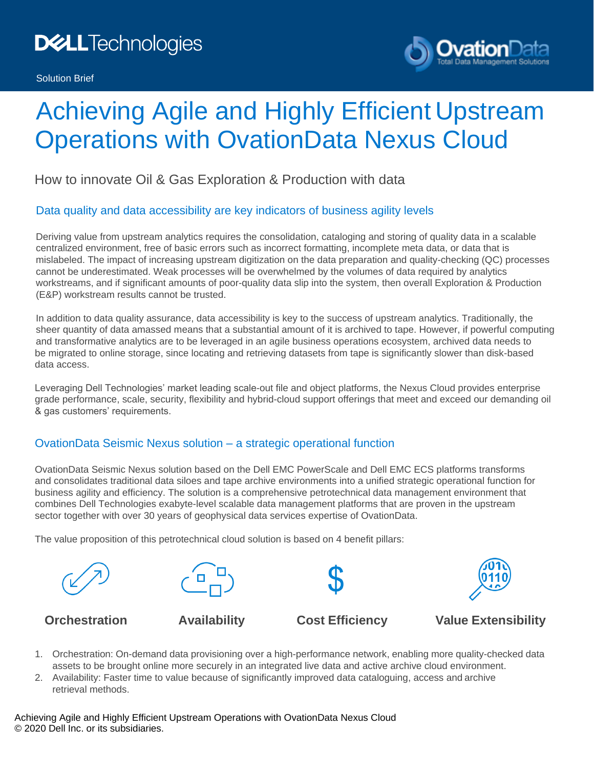Solution Brief

# Achieving Agile and Highly Efficient Upstream Operations with OvationData Nexus Cloud

How to innovate Oil & Gas Exploration & Production with data

## Data quality and data accessibility are key indicators of business agility levels

Deriving value from upstream analytics requires the consolidation, cataloging and storing of quality data in a scalable centralized environment, free of basic errors such as incorrect formatting, incomplete meta data, or data that is mislabeled. The impact of increasing upstream digitization on the data preparation and quality-checking (QC) processes cannot be underestimated. Weak processes will be overwhelmed by the volumes of data required by analytics workstreams, and if significant amounts of poor-quality data slip into the system, then overall Exploration & Production (E&P) workstream results cannot be trusted.

In addition to data quality assurance, data accessibility is key to the success of upstream analytics. Traditionally, the sheer quantity of data amassed means that a substantial amount of it is archived to tape. However, if powerful computing and transformative analytics are to be leveraged in an agile business operations ecosystem, archived data needs to be migrated to online storage, since locating and retrieving datasets from tape is significantly slower than disk-based data access.

Leveraging Dell Technologies' market leading scale-out file and object platforms, the Nexus Cloud provides enterprise grade performance, scale, security, flexibility and hybrid-cloud support offerings that meet and exceed our demanding oil & gas customers' requirements.

## OvationData Seismic Nexus solution – a strategic operational function

OvationData Seismic Nexus solution based on the Dell EMC PowerScale and Dell EMC ECS platforms transforms and consolidates traditional data siloes and tape archive environments into a unified strategic operational function for business agility and efficiency. The solution is a comprehensive petrotechnical data management environment that combines Dell Technologies exabyte-level scalable data management platforms that are proven in the upstream sector together with over 30 years of geophysical data services expertise of OvationData.

The value proposition of this petrotechnical cloud solution is based on 4 benefit pillars:

**Orchestration** | **Availability** | **Cost Efficiency** | **Value Extensibility**

1. Orchestration: On-demand data provisioning over a high-performance network, enabling more quality-checked data assets to be brought online more securely in an integrated live data and active archive cloud environment.
2. Availability: Faster time to value because of significantly improved data cataloguing, access and archive retrieval methods.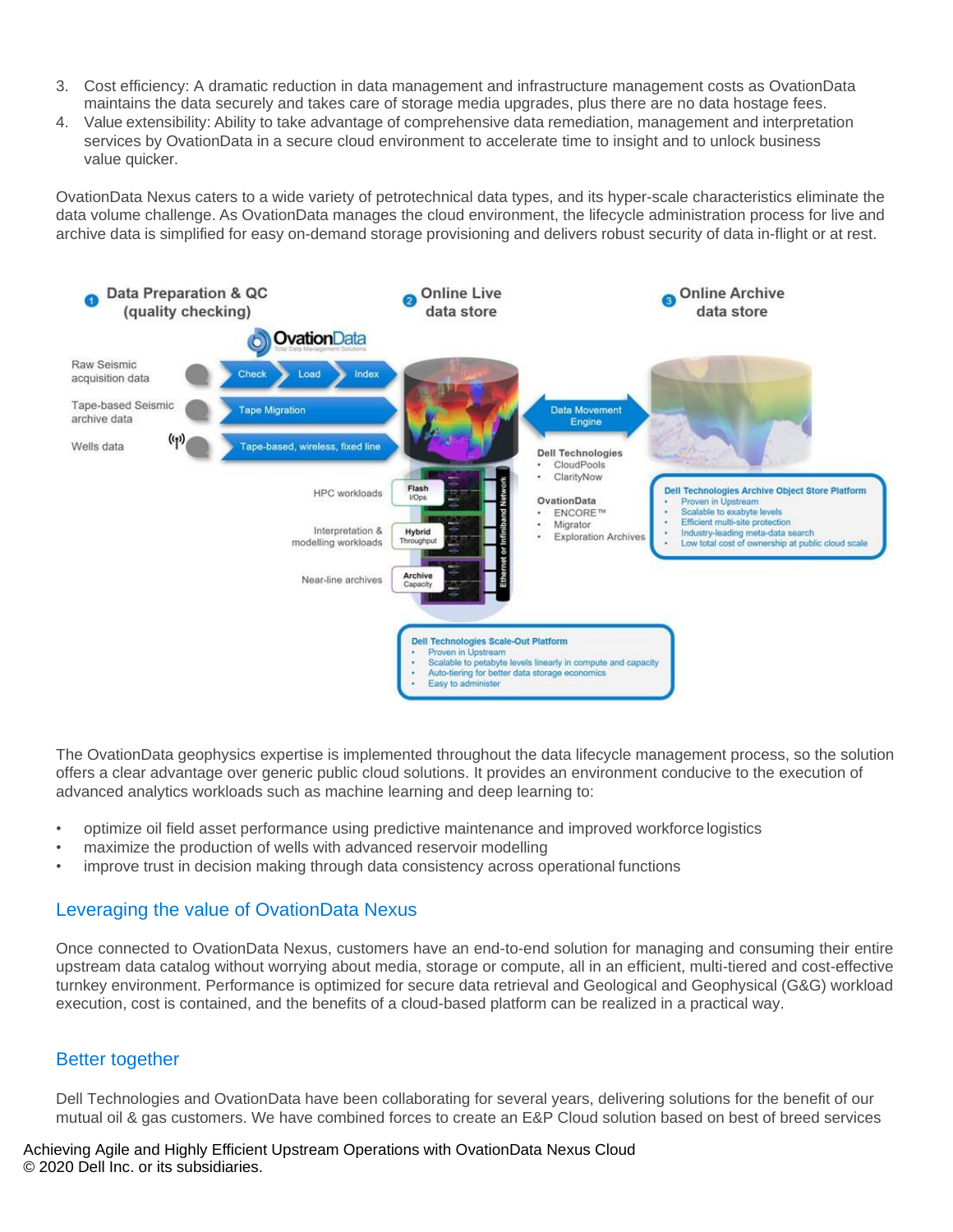3. Cost efficiency: A dramatic reduction in data management and infrastructure management costs as OvationData maintains the data securely and takes care of storage media upgrades, plus there are no data hostage fees.
4. Value extensibility: Ability to take advantage of comprehensive data remediation, management and interpretation services by OvationData in a secure cloud environment to accelerate time to insight and to unlock business value quicker.

OvationData Nexus caters to a wide variety of petrotechnical data types, and its hyper-scale characteristics eliminate the data volume challenge. As OvationData manages the cloud environment, the lifecycle administration process for live and archive data is simplified for easy on-demand storage provisioning and delivers robust security of data in-flight or at rest.

The OvationData geophysics expertise is implemented throughout the data lifecycle management process, so the solution offers a clear advantage over generic public cloud solutions. It provides an environment conducive to the execution of advanced analytics workloads such as machine learning and deep learning to:

- optimize oil field asset performance using predictive maintenance and improved workforce logistics
- maximize the production of wells with advanced reservoir modelling
- improve trust in decision making through data consistency across operational functions

## Leveraging the value of OvationData Nexus

Once connected to OvationData Nexus, customers have an end-to-end solution for managing and consuming their entire upstream data catalog without worrying about media, storage or compute, all in an efficient, multi-tiered and cost-effective turnkey environment. Performance is optimized for secure data retrieval and Geological and Geophysical (G&G) workload execution, cost is contained, and the benefits of a cloud-based platform can be realized in a practical way.

## Better together

Dell Technologies and OvationData have been collaborating for several years, delivering solutions for the benefit of our mutual oil & gas customers. We have combined forces to create an E&P Cloud solution based on best of breed services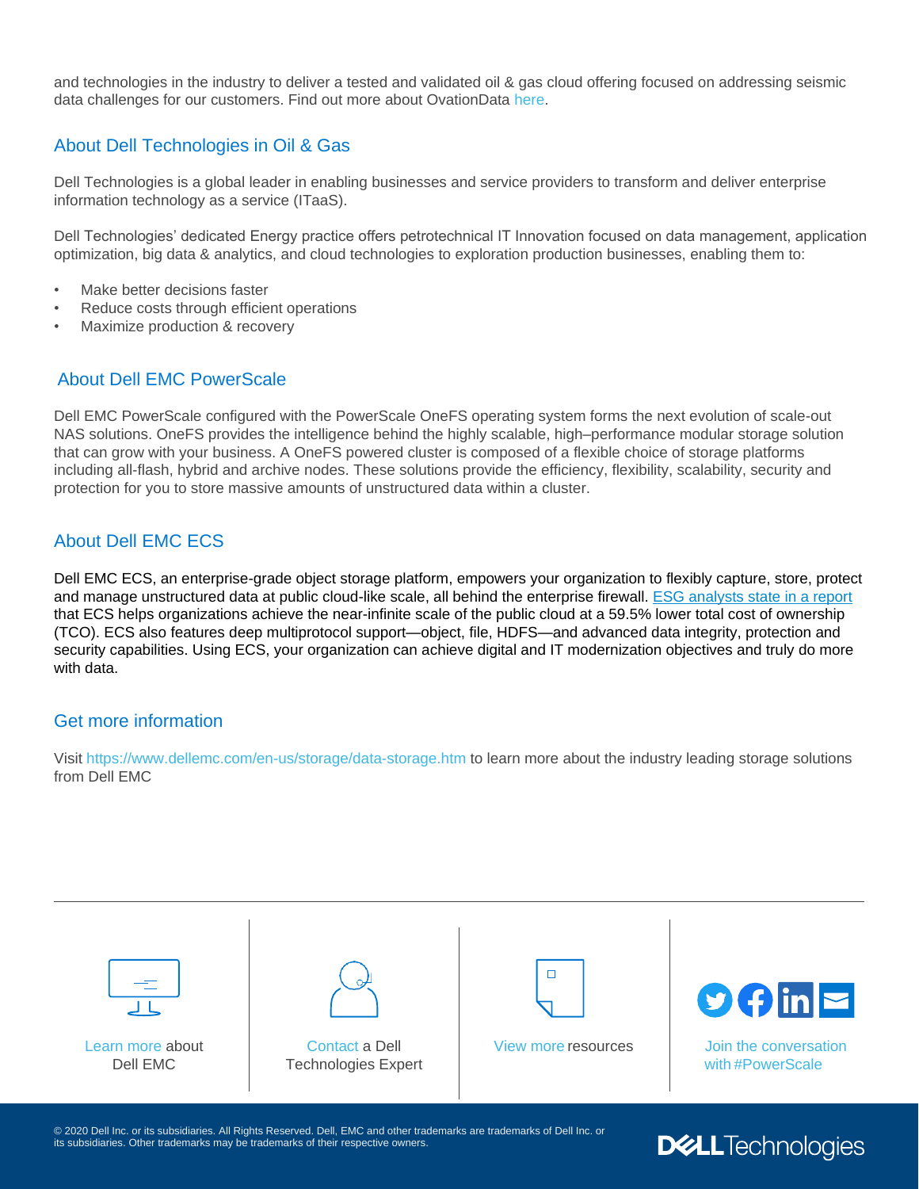and technologies in the industry to deliver a tested and validated oil & gas cloud offering focused on addressing seismic data challenges for our customers. Find out more about OvationData here.

## About Dell Technologies in Oil & Gas

Dell Technologies is a global leader in enabling businesses and service providers to transform and deliver enterprise information technology as a service (ITaaS).

Dell Technologies' dedicated Energy practice offers petrotechnical IT Innovation focused on data management, application optimization, big data & analytics, and cloud technologies to exploration production businesses, enabling them to:

- Make better decisions faster
- Reduce costs through efficient operations
- Maximize production & recovery

## About Dell EMC PowerScale

Dell EMC PowerScale configured with the PowerScale OneFS operating system forms the next evolution of scale-out NAS solutions. OneFS provides the intelligence behind the highly scalable, high–performance modular storage solution that can grow with your business. A OneFS powered cluster is composed of a flexible choice of storage platforms including all-flash, hybrid and archive nodes. These solutions provide the efficiency, flexibility, scalability, security and protection for you to store massive amounts of unstructured data within a cluster.

## About Dell EMC ECS

Dell EMC ECS, an enterprise-grade object storage platform, empowers your organization to flexibly capture, store, protect and manage unstructured data at public cloud-like scale, all behind the enterprise firewall. ESG analysts state in a report that ECS helps organizations achieve the near-infinite scale of the public cloud at a 59.5% lower total cost of ownership (TCO). ECS also features deep multiprotocol support—object, file, HDFS—and advanced data integrity, protection and security capabilities. Using ECS, your organization can achieve digital and IT modernization objectives and truly do more with data.

## Get more information

Visit https://www.dellemc.com/en-us/storage/data-storage.htm to learn more about the industry leading storage solutions from Dell EMC

Learn more about Dell EMC

Contact a Dell Technologies Expert

View more resources

Join the conversation with #PowerScale

© 2020 Dell Inc. or its subsidiaries. All Rights Reserved. Dell, EMC and other trademarks are trademarks of Dell Inc. or its subsidiaries. Other trademarks may be trademarks of their respective owners.